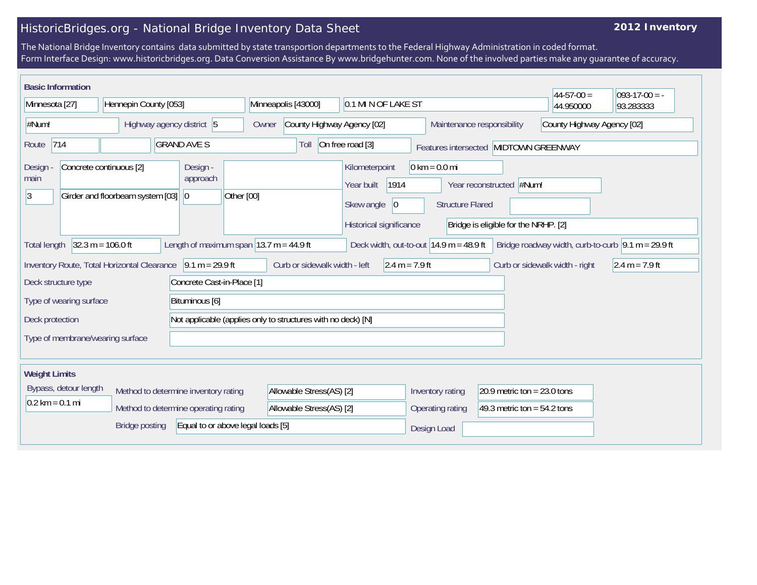# HistoricBridges.org - National Bridge Inventory Data Sheet

**2012 Inventory**

The National Bridge Inventory contains data submitted by state transportion departments to the Federal Highway Administration in coded format.
Form Interface Design: www.historicbridges.org. Data Conversion Assistance By www.bridgehunter.com. None of the involved parties make any guarantee of accuracy.

## Basic Information

| | | | | | |
|---|---|---|---|---|---|
| Minnesota [27] | Hennepin County [053] | Minneapolis [43000] | 0.1 MI N OF LAKE ST | 44-57-00 = 44.950000 | 093-17-00 = -93.283333 |

- #Num!
- Highway agency district: 5
- Owner: County Highway Agency [02]
- Maintenance responsibility: County Highway Agency [02]
- Route: 714
- GRAND AVE S
- Toll: On free road [3]
- Features intersected: MIDTOWN GREENWAY
- Design - main: Concrete continuous [2]; 3; Girder and floorbeam system [03]
- Design - approach: 0; Other [00]
- Kilometerpoint: 0 km = 0.0 mi
- Year built: 1914
- Year reconstructed: #Num!
- Skew angle: 0
- Structure Flared:
- Historical significance: Bridge is eligible for the NRHP. [2]
- Total length: 32.3 m = 106.0 ft
- Length of maximum span: 13.7 m = 44.9 ft
- Deck width, out-to-out: 14.9 m = 48.9 ft
- Bridge roadway width, curb-to-curb: 9.1 m = 29.9 ft
- Inventory Route, Total Horizontal Clearance: 9.1 m = 29.9 ft
- Curb or sidewalk width - left: 2.4 m = 7.9 ft
- Curb or sidewalk width - right: 2.4 m = 7.9 ft
- Deck structure type: Concrete Cast-in-Place [1]
- Type of wearing surface: Bituminous [6]
- Deck protection: Not applicable (applies only to structures with no deck) [N]
- Type of membrane/wearing surface:

## Weight Limits

- Bypass, detour length: 0.2 km = 0.1 mi
- Method to determine inventory rating: Allowable Stress(AS) [2]
- Method to determine operating rating: Allowable Stress(AS) [2]
- Inventory rating: 20.9 metric ton = 23.0 tons
- Operating rating: 49.3 metric ton = 54.2 tons
- Bridge posting: Equal to or above legal loads [5]
- Design Load: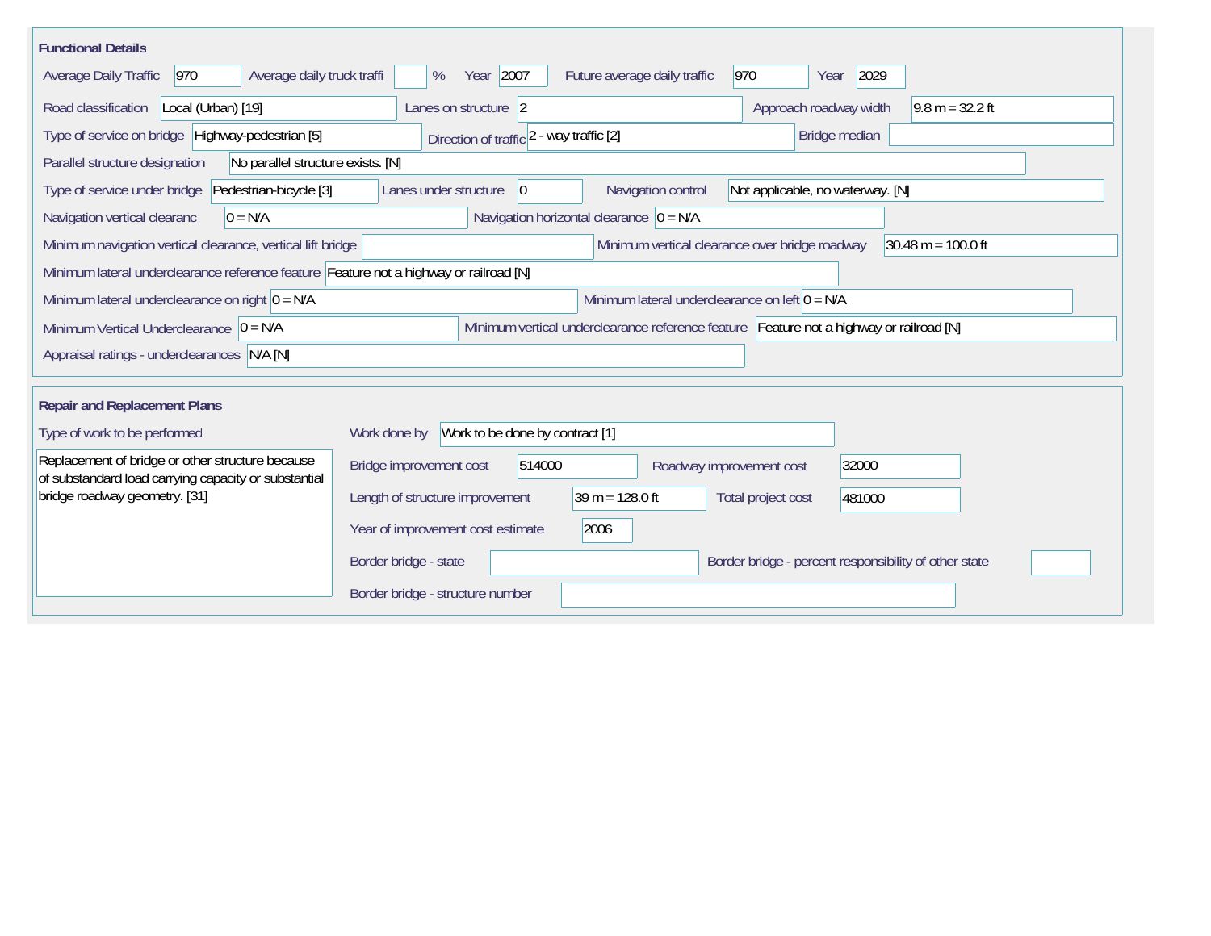## Functional Details

| Field | Value |
|---|---|
| Average Daily Traffic | 970 |
| Average daily truck traffi | % |
| Year | 2007 |
| Future average daily traffic | 970 |
| Year | 2029 |
| Road classification | Local (Urban) [19] |
| Lanes on structure | 2 |
| Approach roadway width | 9.8 m = 32.2 ft |
| Type of service on bridge | Highway-pedestrian [5] |
| Direction of traffic | 2 - way traffic [2] |
| Bridge median | |
| Parallel structure designation | No parallel structure exists. [N] |
| Type of service under bridge | Pedestrian-bicycle [3] |
| Lanes under structure | 0 |
| Navigation control | Not applicable, no waterway. [N] |
| Navigation vertical clearanc | 0 = N/A |
| Navigation horizontal clearance | 0 = N/A |
| Minimum navigation vertical clearance, vertical lift bridge | |
| Minimum vertical clearance over bridge roadway | 30.48 m = 100.0 ft |
| Minimum lateral underclearance reference feature | Feature not a highway or railroad [N] |
| Minimum lateral underclearance on right | 0 = N/A |
| Minimum lateral underclearance on left | 0 = N/A |
| Minimum Vertical Underclearance | 0 = N/A |
| Minimum vertical underclearance reference feature | Feature not a highway or railroad [N] |
| Appraisal ratings - underclearances | N/A [N] |

## Repair and Replacement Plans

| Field | Value |
|---|---|
| Type of work to be performed | Replacement of bridge or other structure because of substandard load carrying capacity or substantial bridge roadway geometry. [31] |
| Work done by | Work to be done by contract [1] |
| Bridge improvement cost | 514000 |
| Roadway improvement cost | 32000 |
| Length of structure improvement | 39 m = 128.0 ft |
| Total project cost | 481000 |
| Year of improvement cost estimate | 2006 |
| Border bridge - state | |
| Border bridge - percent responsibility of other state | |
| Border bridge - structure number | |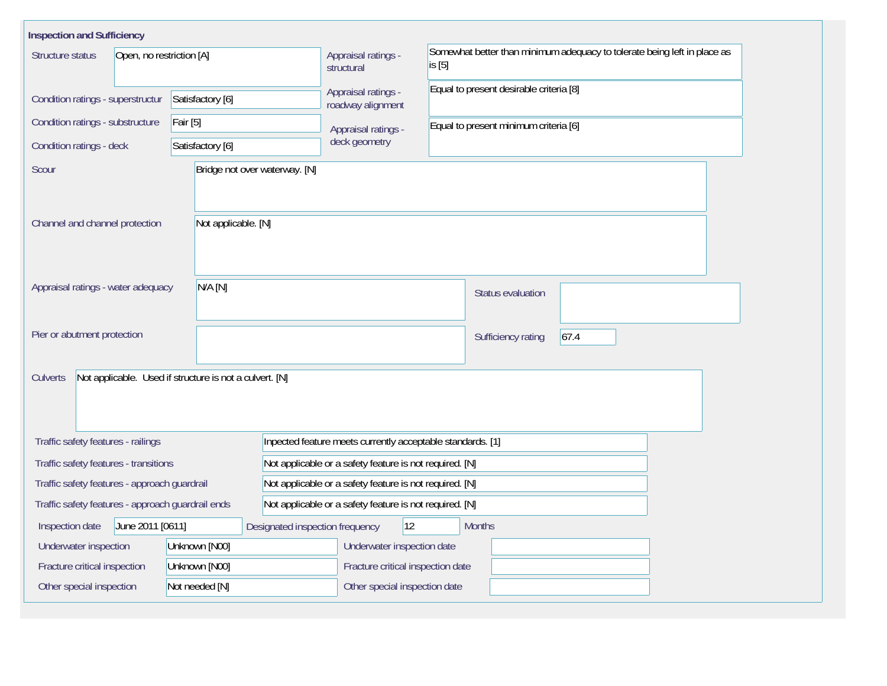## Inspection and Sufficiency

| | |
|---|---|
| Structure status | Open, no restriction [A] |
| Appraisal ratings - structural | Somewhat better than minimum adequacy to tolerate being left in place as is [5] |
| Condition ratings - superstructur | Satisfactory [6] |
| Appraisal ratings - roadway alignment | Equal to present desirable criteria [8] |
| Condition ratings - substructure | Fair [5] |
| Appraisal ratings - deck geometry | Equal to present minimum criteria [6] |
| Condition ratings - deck | Satisfactory [6] |
| Scour | Bridge not over waterway. [N] |
| Channel and channel protection | Not applicable. [N] |
| Appraisal ratings - water adequacy | N/A [N] |
| Status evaluation | |
| Pier or abutment protection | |
| Sufficiency rating | 67.4 |
| Culverts | Not applicable. Used if structure is not a culvert. [N] |
| Traffic safety features - railings | Inpected feature meets currently acceptable standards. [1] |
| Traffic safety features - transitions | Not applicable or a safety feature is not required. [N] |
| Traffic safety features - approach guardrail | Not applicable or a safety feature is not required. [N] |
| Traffic safety features - approach guardrail ends | Not applicable or a safety feature is not required. [N] |
| Inspection date | June 2011 [0611] |
| Designated inspection frequency | 12 Months |
| Underwater inspection | Unknown [N00] |
| Underwater inspection date | |
| Fracture critical inspection | Unknown [N00] |
| Fracture critical inspection date | |
| Other special inspection | Not needed [N] |
| Other special inspection date | |